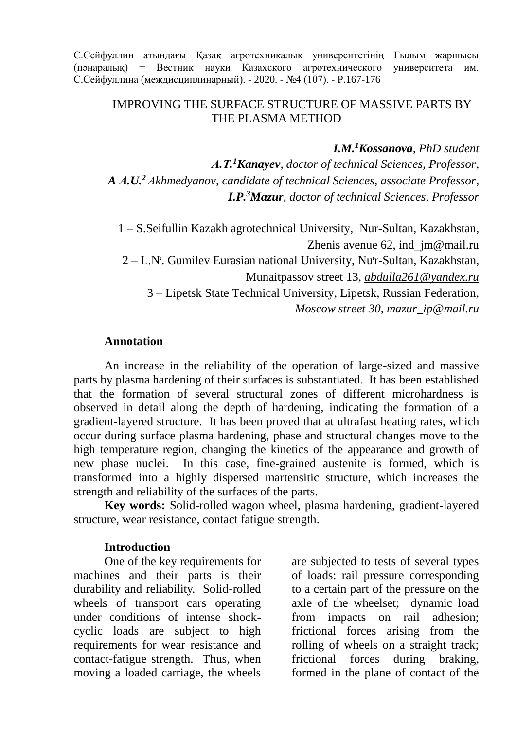С.Сейфуллин атындағы Қазақ агротехникалық университетінің Ғылым жаршысы (пәнаралық) = Вестник науки Казахского агротехнического университета им. С.Сейфуллина (междисциплинарный). - 2020. - №4 (107). - P.167-176

# IMPROVING THE SURFACE STRUCTURE OF MASSIVE PARTS BY THE PLASMA METHOD

***I.M.[1]Kossanova**, PhD student*
***A.T.[1]Kanayev**, doctor of technical Sciences, Professor,*
***A A.U.[2]** Akhmedyanov, candidate of technical Sciences, associate Professor,*
***I.P.[3]Mazur**, doctor of technical Sciences, Professor*

1 – S.Seifullin Kazakh agrotechnical University, Nur-Sultan, Kazakhstan, Zhenis avenue 62, ind_jm@mail.ru
2 – L.N. Gumilev Eurasian national University, Nur-Sultan, Kazakhstan, Munaitpassov street 13, *abdulla261@yandex.ru*
3 – Lipetsk State Technical University, Lipetsk, Russian Federation, *Moscow street 30, mazur_ip@mail.ru*

**Annotation**

An increase in the reliability of the operation of large-sized and massive parts by plasma hardening of their surfaces is substantiated. It has been established that the formation of several structural zones of different microhardness is observed in detail along the depth of hardening, indicating the formation of a gradient-layered structure. It has been proved that at ultrafast heating rates, which occur during surface plasma hardening, phase and structural changes move to the high temperature region, changing the kinetics of the appearance and growth of new phase nuclei. In this case, fine-grained austenite is formed, which is transformed into a highly dispersed martensitic structure, which increases the strength and reliability of the surfaces of the parts.

**Key words:** Solid-rolled wagon wheel, plasma hardening, gradient-layered structure, wear resistance, contact fatigue strength.

**Introduction**

One of the key requirements for machines and their parts is their durability and reliability. Solid-rolled wheels of transport cars operating under conditions of intense shock-cyclic loads are subject to high requirements for wear resistance and contact-fatigue strength. Thus, when moving a loaded carriage, the wheels are subjected to tests of several types of loads: rail pressure corresponding to a certain part of the pressure on the axle of the wheelset; dynamic load from impacts on rail adhesion; frictional forces arising from the rolling of wheels on a straight track; frictional forces during braking, formed in the plane of contact of the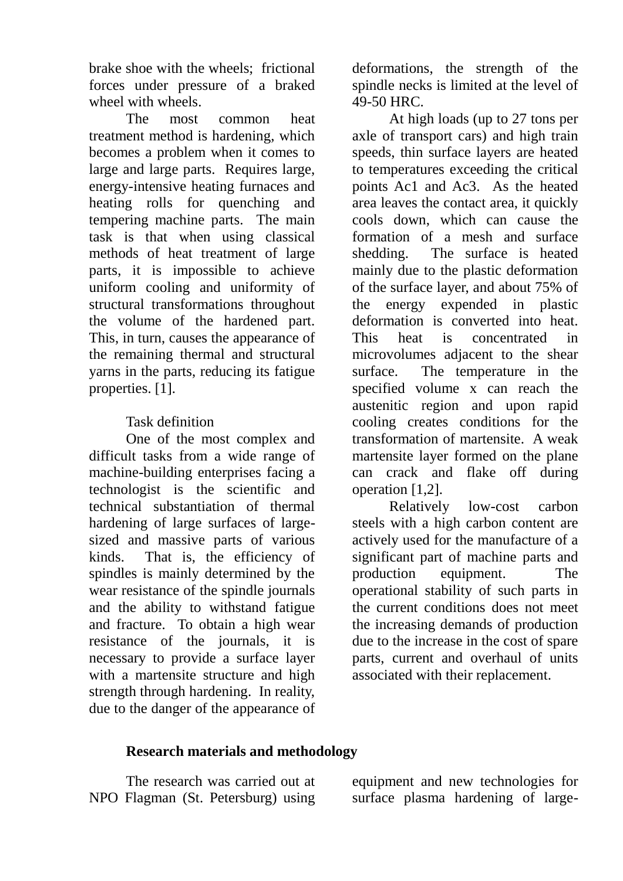brake shoe with the wheels; frictional forces under pressure of a braked wheel with wheels.

The most common heat treatment method is hardening, which becomes a problem when it comes to large and large parts. Requires large, energy-intensive heating furnaces and heating rolls for quenching and tempering machine parts. The main task is that when using classical methods of heat treatment of large parts, it is impossible to achieve uniform cooling and uniformity of structural transformations throughout the volume of the hardened part. This, in turn, causes the appearance of the remaining thermal and structural yarns in the parts, reducing its fatigue properties. [1].

Task definition

One of the most complex and difficult tasks from a wide range of machine-building enterprises facing a technologist is the scientific and technical substantiation of thermal hardening of large surfaces of large-sized and massive parts of various kinds. That is, the efficiency of spindles is mainly determined by the wear resistance of the spindle journals and the ability to withstand fatigue and fracture. To obtain a high wear resistance of the journals, it is necessary to provide a surface layer with a martensite structure and high strength through hardening. In reality, due to the danger of the appearance of deformations, the strength of the spindle necks is limited at the level of 49-50 HRC.

At high loads (up to 27 tons per axle of transport cars) and high train speeds, thin surface layers are heated to temperatures exceeding the critical points Ac1 and Ac3. As the heated area leaves the contact area, it quickly cools down, which can cause the formation of a mesh and surface shedding. The surface is heated mainly due to the plastic deformation of the surface layer, and about 75% of the energy expended in plastic deformation is converted into heat. This heat is concentrated in microvolumes adjacent to the shear surface. The temperature in the specified volume x can reach the austenitic region and upon rapid cooling creates conditions for the transformation of martensite. A weak martensite layer formed on the plane can crack and flake off during operation [1,2].

Relatively low-cost carbon steels with a high carbon content are actively used for the manufacture of a significant part of machine parts and production equipment. The operational stability of such parts in the current conditions does not meet the increasing demands of production due to the increase in the cost of spare parts, current and overhaul of units associated with their replacement.

## Research materials and methodology

The research was carried out at NPO Flagman (St. Petersburg) using equipment and new technologies for surface plasma hardening of large-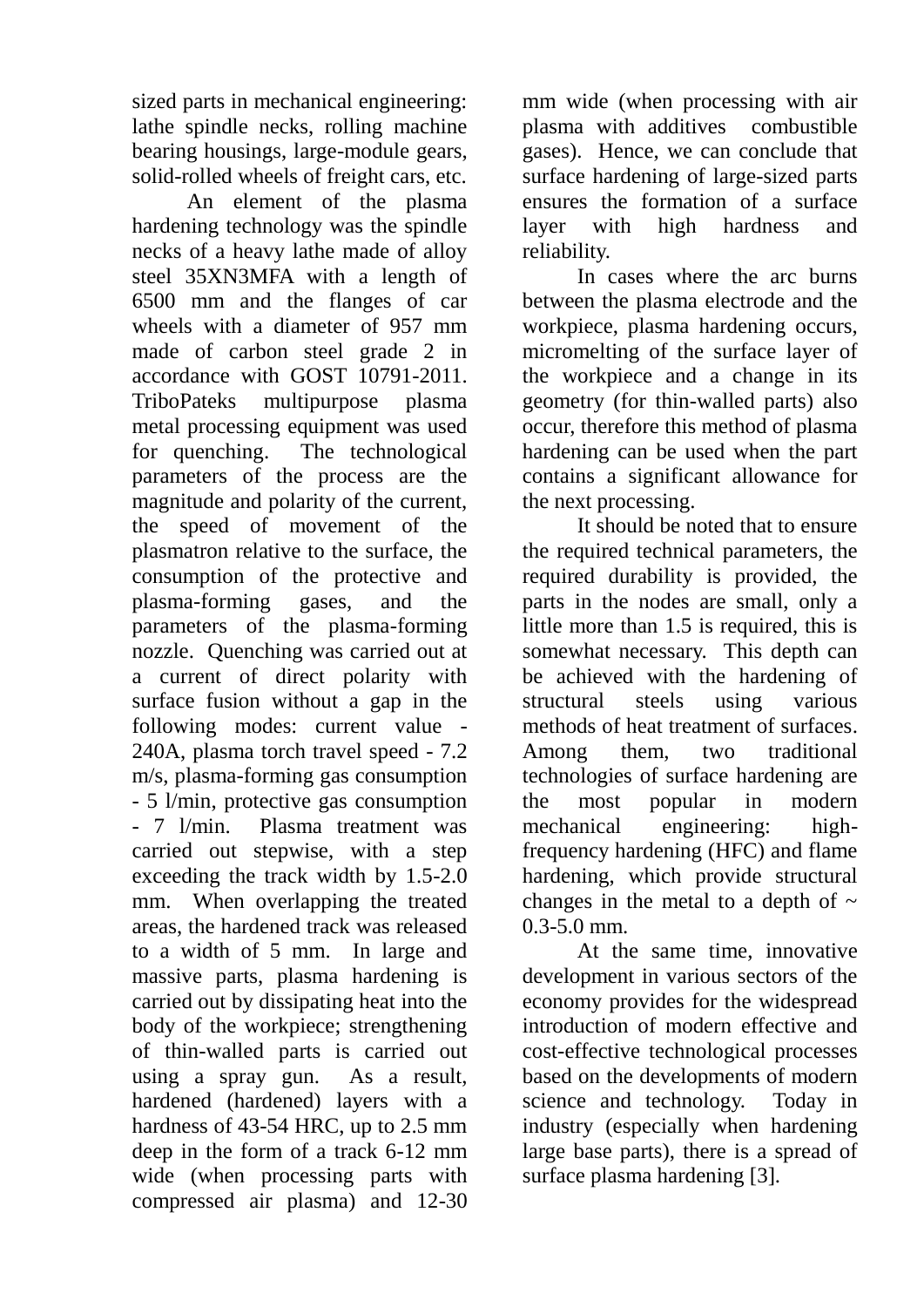sized parts in mechanical engineering: lathe spindle necks, rolling machine bearing housings, large-module gears, solid-rolled wheels of freight cars, etc.

An element of the plasma hardening technology was the spindle necks of a heavy lathe made of alloy steel 35XN3MFA with a length of 6500 mm and the flanges of car wheels with a diameter of 957 mm made of carbon steel grade 2 in accordance with GOST 10791-2011. TriboPateks multipurpose plasma metal processing equipment was used for quenching. The technological parameters of the process are the magnitude and polarity of the current, the speed of movement of the plasmatron relative to the surface, the consumption of the protective and plasma-forming gases, and the parameters of the plasma-forming nozzle. Quenching was carried out at a current of direct polarity with surface fusion without a gap in the following modes: current value - 240A, plasma torch travel speed - 7.2 m/s, plasma-forming gas consumption - 5 l/min, protective gas consumption - 7 l/min. Plasma treatment was carried out stepwise, with a step exceeding the track width by 1.5-2.0 mm. When overlapping the treated areas, the hardened track was released to a width of 5 mm. In large and massive parts, plasma hardening is carried out by dissipating heat into the body of the workpiece; strengthening of thin-walled parts is carried out using a spray gun. As a result, hardened (hardened) layers with a hardness of 43-54 HRC, up to 2.5 mm deep in the form of a track 6-12 mm wide (when processing parts with compressed air plasma) and 12-30 mm wide (when processing with air plasma with additives combustible gases). Hence, we can conclude that surface hardening of large-sized parts ensures the formation of a surface layer with high hardness and reliability.

In cases where the arc burns between the plasma electrode and the workpiece, plasma hardening occurs, micromelting of the surface layer of the workpiece and a change in its geometry (for thin-walled parts) also occur, therefore this method of plasma hardening can be used when the part contains a significant allowance for the next processing.

It should be noted that to ensure the required technical parameters, the required durability is provided, the parts in the nodes are small, only a little more than 1.5 is required, this is somewhat necessary. This depth can be achieved with the hardening of structural steels using various methods of heat treatment of surfaces. Among them, two traditional technologies of surface hardening are the most popular in modern mechanical engineering: high-frequency hardening (HFC) and flame hardening, which provide structural changes in the metal to a depth of ~ 0.3-5.0 mm.

At the same time, innovative development in various sectors of the economy provides for the widespread introduction of modern effective and cost-effective technological processes based on the developments of modern science and technology. Today in industry (especially when hardening large base parts), there is a spread of surface plasma hardening [3].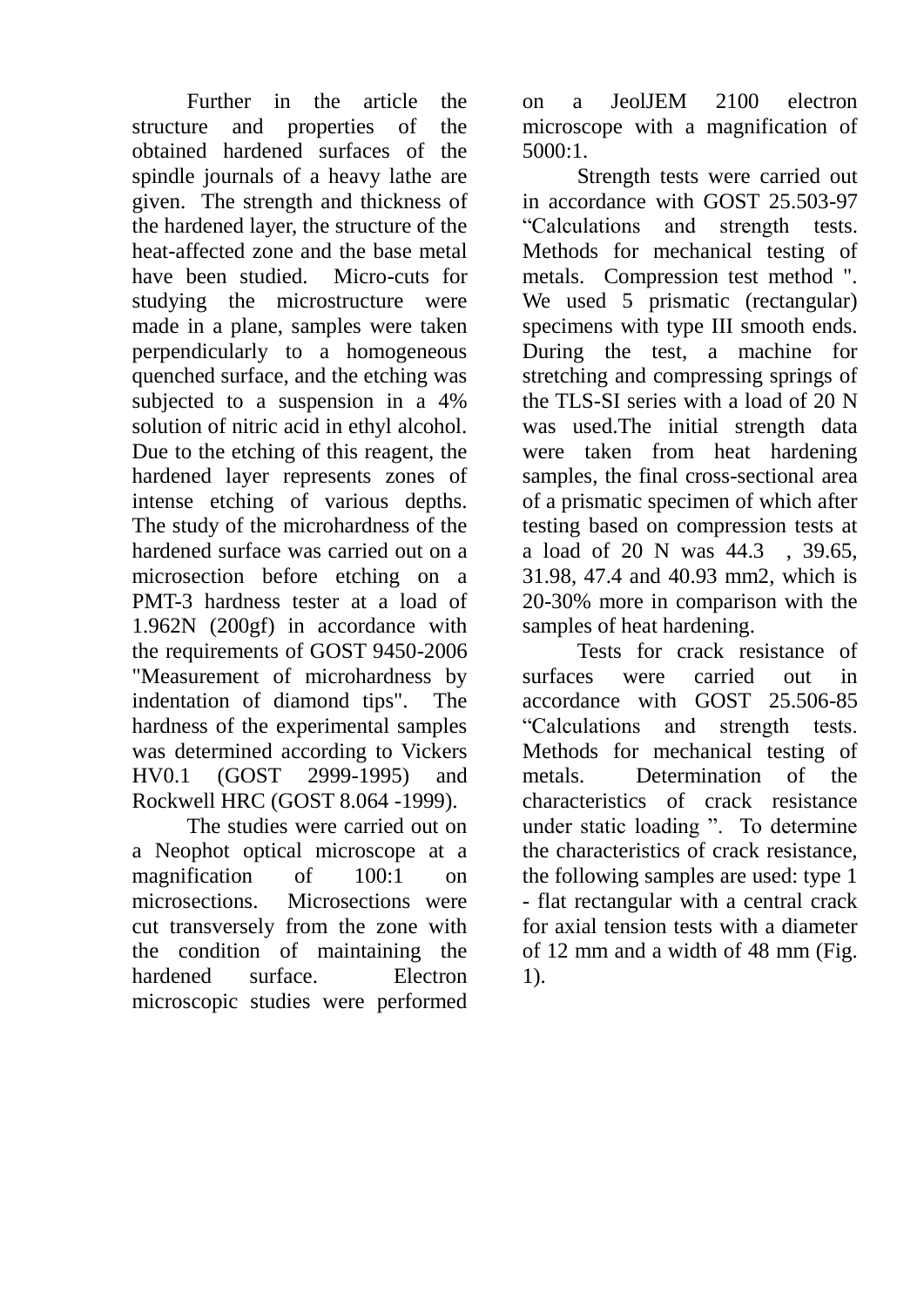Further in the article the structure and properties of the obtained hardened surfaces of the spindle journals of a heavy lathe are given. The strength and thickness of the hardened layer, the structure of the heat-affected zone and the base metal have been studied. Micro-cuts for studying the microstructure were made in a plane, samples were taken perpendicularly to a homogeneous quenched surface, and the etching was subjected to a suspension in a 4% solution of nitric acid in ethyl alcohol. Due to the etching of this reagent, the hardened layer represents zones of intense etching of various depths. The study of the microhardness of the hardened surface was carried out on a microsection before etching on a PMT-3 hardness tester at a load of 1.962N (200gf) in accordance with the requirements of GOST 9450-2006 "Measurement of microhardness by indentation of diamond tips". The hardness of the experimental samples was determined according to Vickers HV0.1 (GOST 2999-1995) and Rockwell HRC (GOST 8.064 -1999).

The studies were carried out on a Neophot optical microscope at a magnification of 100:1 on microsections. Microsections were cut transversely from the zone with the condition of maintaining the hardened surface. Electron microscopic studies were performed on a JeolJEM 2100 electron microscope with a magnification of 5000:1.

Strength tests were carried out in accordance with GOST 25.503-97 "Calculations and strength tests. Methods for mechanical testing of metals. Compression test method ". We used 5 prismatic (rectangular) specimens with type III smooth ends. During the test, a machine for stretching and compressing springs of the TLS-SI series with a load of 20 N was used.The initial strength data were taken from heat hardening samples, the final cross-sectional area of a prismatic specimen of which after testing based on compression tests at a load of 20 N was 44.3 , 39.65, 31.98, 47.4 and 40.93 mm2, which is 20-30% more in comparison with the samples of heat hardening.

Tests for crack resistance of surfaces were carried out in accordance with GOST 25.506-85 "Calculations and strength tests. Methods for mechanical testing of metals. Determination of the characteristics of crack resistance under static loading ". To determine the characteristics of crack resistance, the following samples are used: type 1 - flat rectangular with a central crack for axial tension tests with a diameter of 12 mm and a width of 48 mm (Fig. 1).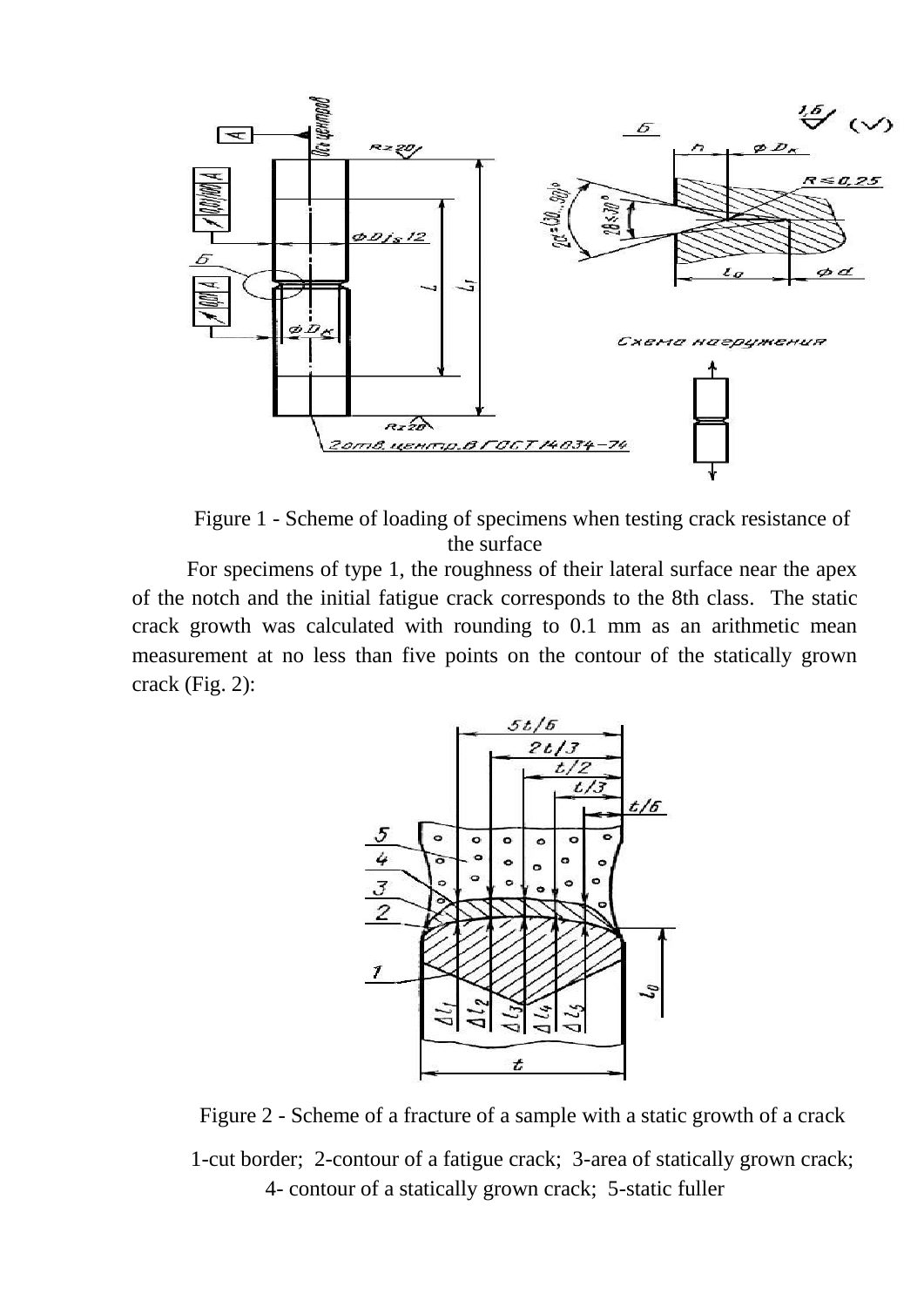Figure 1 - Scheme of loading of specimens when testing crack resistance of the surface

For specimens of type 1, the roughness of their lateral surface near the apex of the notch and the initial fatigue crack corresponds to the 8th class. The static crack growth was calculated with rounding to 0.1 mm as an arithmetic mean measurement at no less than five points on the contour of the statically grown crack (Fig. 2):

Figure 2 - Scheme of a fracture of a sample with a static growth of a crack

1-cut border; 2-contour of a fatigue crack; 3-area of statically grown crack; 4- contour of a statically grown crack; 5-static fuller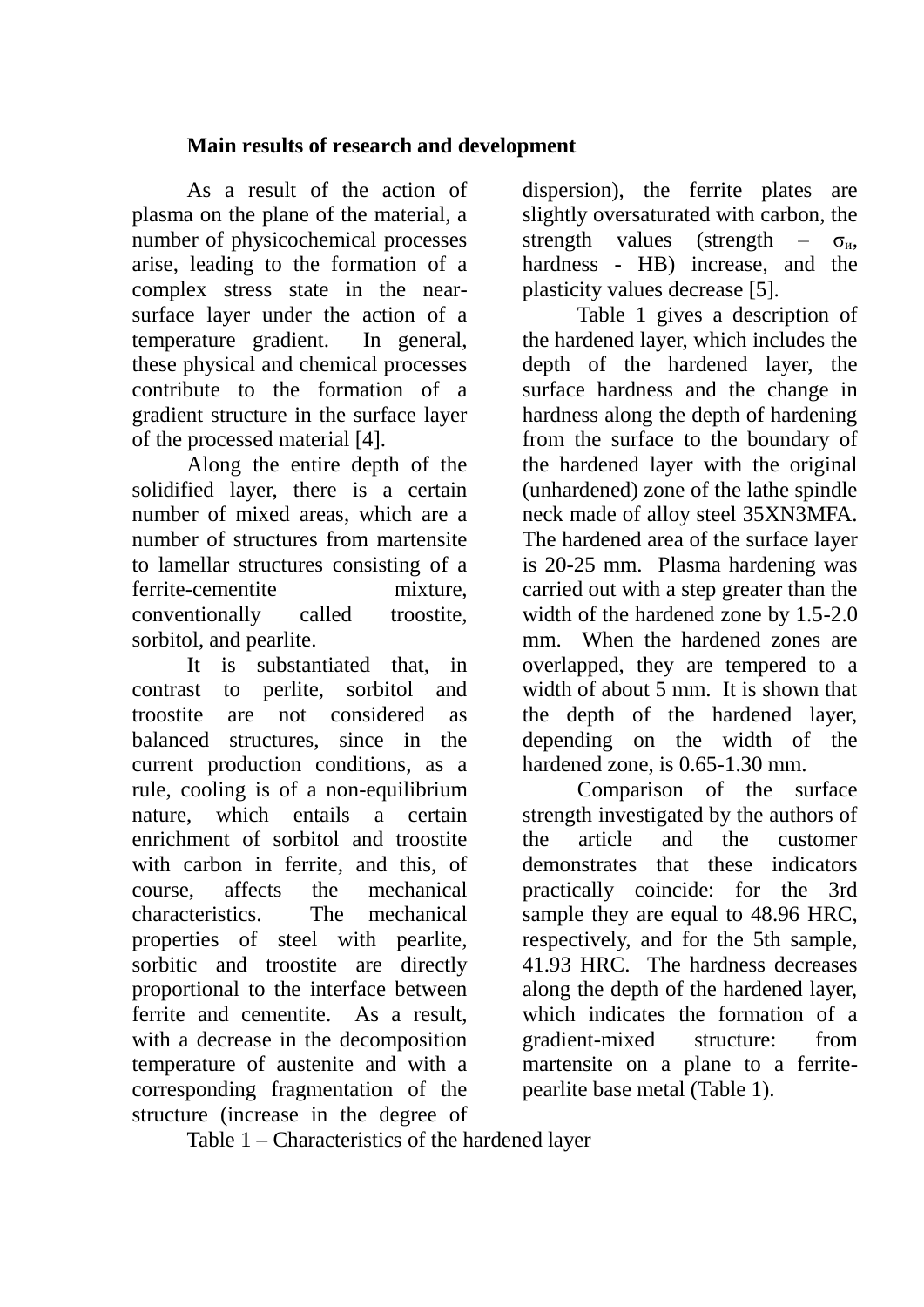**Main results of research and development**

As a result of the action of plasma on the plane of the material, a number of physicochemical processes arise, leading to the formation of a complex stress state in the near-surface layer under the action of a temperature gradient. In general, these physical and chemical processes contribute to the formation of a gradient structure in the surface layer of the processed material [4].

Along the entire depth of the solidified layer, there is a certain number of mixed areas, which are a number of structures from martensite to lamellar structures consisting of a ferrite-cementite mixture, conventionally called troostite, sorbitol, and pearlite.

It is substantiated that, in contrast to perlite, sorbitol and troostite are not considered as balanced structures, since in the current production conditions, as a rule, cooling is of a non-equilibrium nature, which entails a certain enrichment of sorbitol and troostite with carbon in ferrite, and this, of course, affects the mechanical characteristics. The mechanical properties of steel with pearlite, sorbitic and troostite are directly proportional to the interface between ferrite and cementite. As a result, with a decrease in the decomposition temperature of austenite and with a corresponding fragmentation of the structure (increase in the degree of dispersion), the ferrite plates are slightly oversaturated with carbon, the strength values (strength – $\sigma_и$, hardness - HB) increase, and the plasticity values decrease [5].

Table 1 gives a description of the hardened layer, which includes the depth of the hardened layer, the surface hardness and the change in hardness along the depth of hardening from the surface to the boundary of the hardened layer with the original (unhardened) zone of the lathe spindle neck made of alloy steel 35XN3MFA. The hardened area of the surface layer is 20-25 mm. Plasma hardening was carried out with a step greater than the width of the hardened zone by 1.5-2.0 mm. When the hardened zones are overlapped, they are tempered to a width of about 5 mm. It is shown that the depth of the hardened layer, depending on the width of the hardened zone, is 0.65-1.30 mm.

Comparison of the surface strength investigated by the authors of the article and the customer demonstrates that these indicators practically coincide: for the 3rd sample they are equal to 48.96 HRC, respectively, and for the 5th sample, 41.93 HRC. The hardness decreases along the depth of the hardened layer, which indicates the formation of a gradient-mixed structure: from martensite on a plane to a ferrite-pearlite base metal (Table 1).

Table 1 – Characteristics of the hardened layer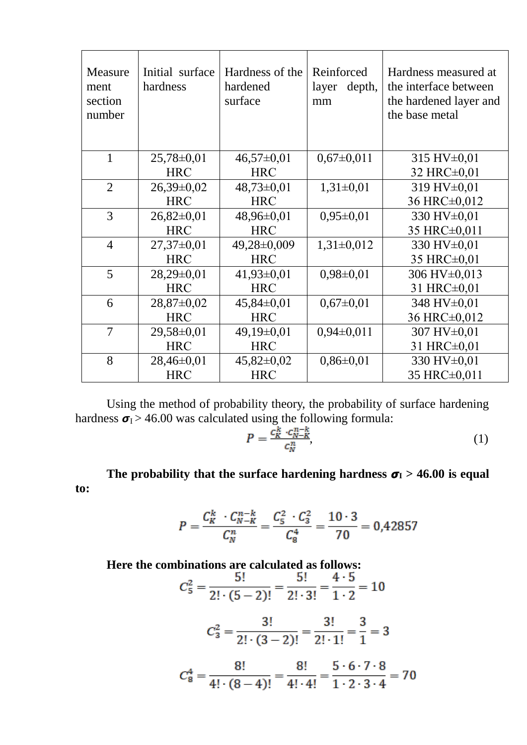| Measurement section number | Initial surface hardness | Hardness of the hardened surface | Reinforced layer depth, mm | Hardness measured at the interface between the hardened layer and the base metal |
|---|---|---|---|---|
| 1 | 25,78±0,01 HRC | 46,57±0,01 HRC | 0,67±0,011 | 315 HV±0,01 32 HRC±0,01 |
| 2 | 26,39±0,02 HRC | 48,73±0,01 HRC | 1,31±0,01 | 319 HV±0,01 36 HRC±0,012 |
| 3 | 26,82±0,01 HRC | 48,96±0,01 HRC | 0,95±0,01 | 330 HV±0,01 35 HRC±0,011 |
| 4 | 27,37±0,01 HRC | 49,28±0,009 HRC | 1,31±0,012 | 330 HV±0,01 35 HRC±0,01 |
| 5 | 28,29±0,01 HRC | 41,93±0,01 HRC | 0,98±0,01 | 306 HV±0,013 31 HRC±0,01 |
| 6 | 28,87±0,02 HRC | 45,84±0,01 HRC | 0,67±0,01 | 348 HV±0,01 36 HRC±0,012 |
| 7 | 29,58±0,01 HRC | 49,19±0,01 HRC | 0,94±0,011 | 307 HV±0,01 31 HRC±0,01 |
| 8 | 28,46±0,01 HRC | 45,82±0,02 HRC | 0,86±0,01 | 330 HV±0,01 35 HRC±0,011 |

Using the method of probability theory, the probability of surface hardening hardness $\sigma_I > 46.00$ was calculated using the following formula:

$$P = \frac{C_K^k \cdot C_{N-K}^{n-k}}{C_N^n}, \qquad (1)$$

**The probability that the surface hardening hardness $\sigma_I > 46.00$ is equal to:**

$$P = \frac{C_K^k \cdot C_{N-K}^{n-k}}{C_N^n} = \frac{C_5^2 \cdot C_3^2}{C_8^4} = \frac{10 \cdot 3}{70} = 0{,}42857$$

**Here the combinations are calculated as follows:**

$$C_5^2 = \frac{5!}{2! \cdot (5-2)!} = \frac{5!}{2! \cdot 3!} = \frac{4 \cdot 5}{1 \cdot 2} = 10$$

$$C_3^2 = \frac{3!}{2! \cdot (3-2)!} = \frac{3!}{2! \cdot 1!} = \frac{3}{1} = 3$$

$$C_8^4 = \frac{8!}{4! \cdot (8-4)!} = \frac{8!}{4! \cdot 4!} = \frac{5 \cdot 6 \cdot 7 \cdot 8}{1 \cdot 2 \cdot 3 \cdot 4} = 70$$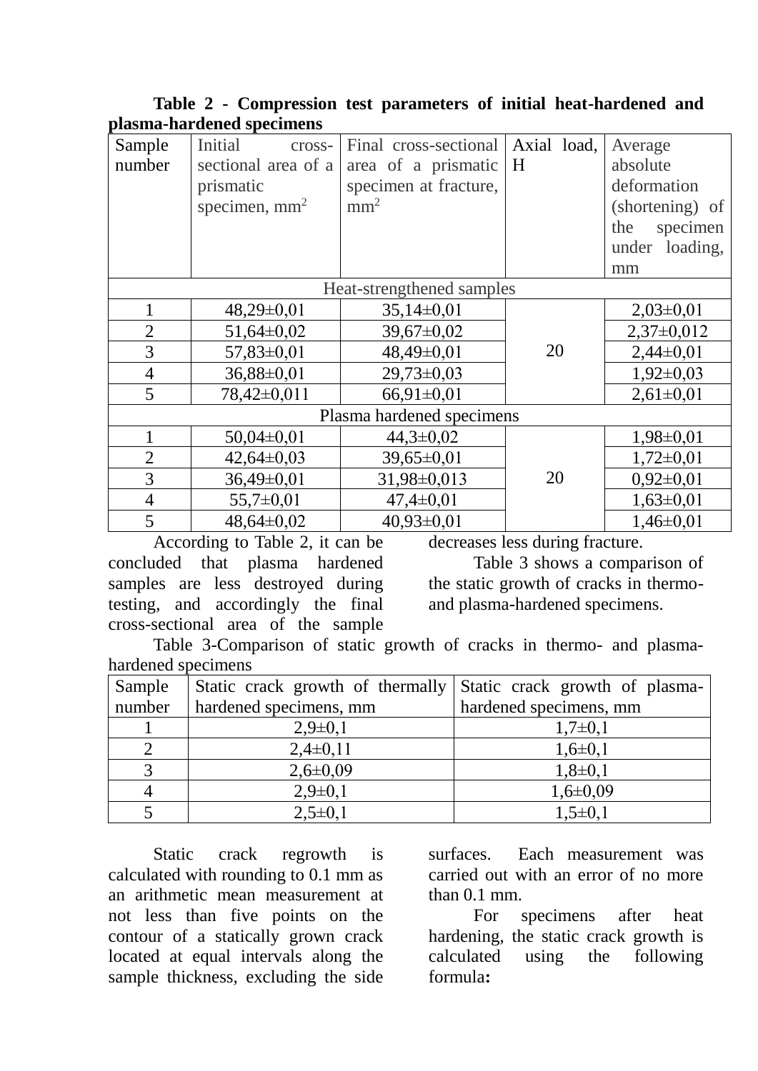**Table 2 - Compression test parameters of initial heat-hardened and plasma-hardened specimens**

| Sample number | Initial cross-sectional area of a prismatic specimen, mm$^2$ | Final cross-sectional area of a prismatic specimen at fracture, mm$^2$ | Axial load, H | Average absolute deformation (shortening) of the specimen under loading, mm |
|---|---|---|---|---|
| Heat-strengthened samples | | | | |
| 1 | 48,29±0,01 | 35,14±0,01 | 20 | 2,03±0,01 |
| 2 | 51,64±0,02 | 39,67±0,02 | | 2,37±0,012 |
| 3 | 57,83±0,01 | 48,49±0,01 | | 2,44±0,01 |
| 4 | 36,88±0,01 | 29,73±0,03 | | 1,92±0,03 |
| 5 | 78,42±0,011 | 66,91±0,01 | | 2,61±0,01 |
| Plasma hardened specimens | | | | |
| 1 | 50,04±0,01 | 44,3±0,02 | 20 | 1,98±0,01 |
| 2 | 42,64±0,03 | 39,65±0,01 | | 1,72±0,01 |
| 3 | 36,49±0,01 | 31,98±0,013 | | 0,92±0,01 |
| 4 | 55,7±0,01 | 47,4±0,01 | | 1,63±0,01 |
| 5 | 48,64±0,02 | 40,93±0,01 | | 1,46±0,01 |

According to Table 2, it can be concluded that plasma hardened samples are less destroyed during testing, and accordingly the final cross-sectional area of the sample decreases less during fracture.

Table 3 shows a comparison of the static growth of cracks in thermo- and plasma-hardened specimens.

Table 3-Comparison of static growth of cracks in thermo- and plasma-hardened specimens

| Sample number | Static crack growth of thermally hardened specimens, mm | Static crack growth of plasma-hardened specimens, mm |
|---|---|---|
| 1 | 2,9±0,1 | 1,7±0,1 |
| 2 | 2,4±0,11 | 1,6±0,1 |
| 3 | 2,6±0,09 | 1,8±0,1 |
| 4 | 2,9±0,1 | 1,6±0,09 |
| 5 | 2,5±0,1 | 1,5±0,1 |

Static crack regrowth is calculated with rounding to 0.1 mm as an arithmetic mean measurement at not less than five points on the contour of a statically grown crack located at equal intervals along the sample thickness, excluding the side surfaces. Each measurement was carried out with an error of no more than 0.1 mm.

For specimens after heat hardening, the static crack growth is calculated using the following formula**:**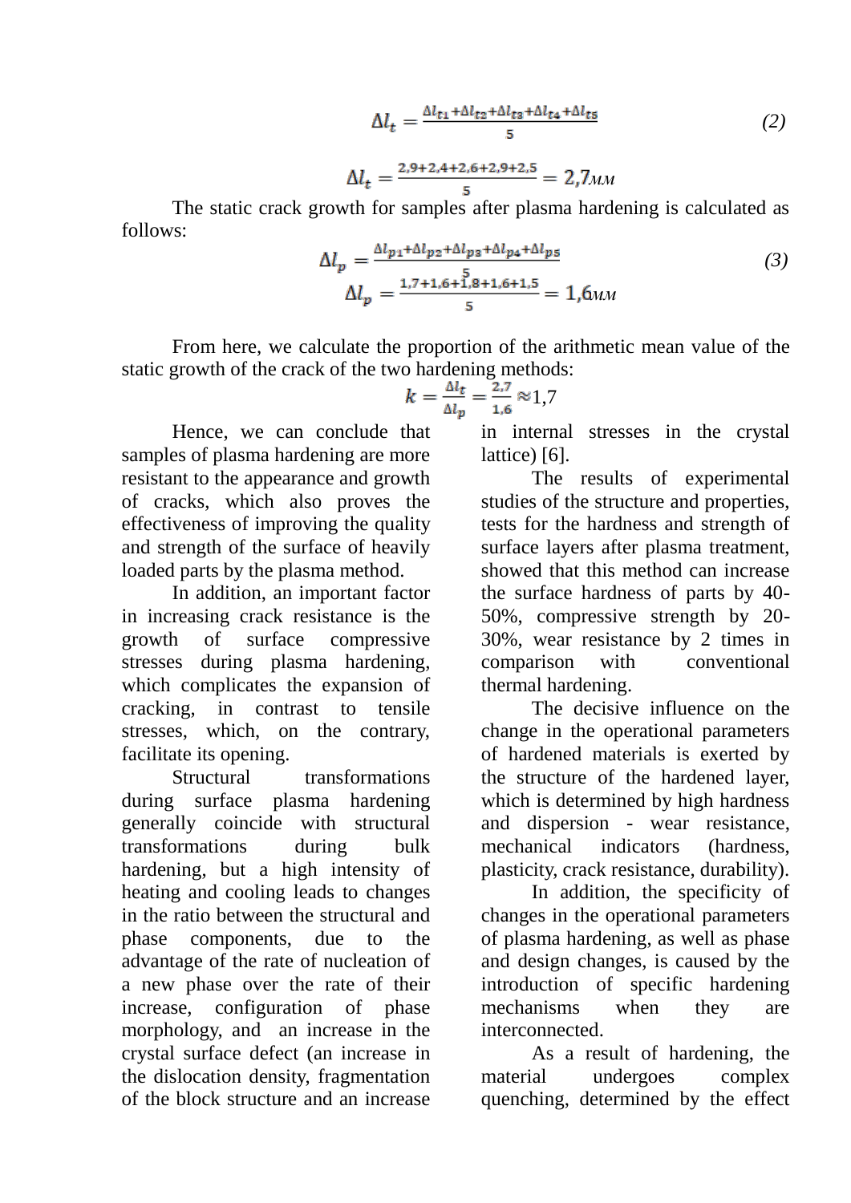$$\Delta l_t = \frac{\Delta l_{t1}+\Delta l_{t2}+\Delta l_{t3}+\Delta l_{t4}+\Delta l_{t5}}{5} \quad (2)$$

$$\Delta l_t = \frac{2{,}9+2{,}4+2{,}6+2{,}9+2{,}5}{5} = 2{,}7\text{мм}$$

The static crack growth for samples after plasma hardening is calculated as follows:

$$\Delta l_p = \frac{\Delta l_{p1}+\Delta l_{p2}+\Delta l_{p3}+\Delta l_{p4}+\Delta l_{p5}}{5} \quad (3)$$

$$\Delta l_p = \frac{1{,}7+1{,}6+1{,}8+1{,}6+1{,}5}{5} = 1{,}6\text{мм}$$

From here, we calculate the proportion of the arithmetic mean value of the static growth of the crack of the two hardening methods:

$$k = \frac{\Delta l_t}{\Delta l_p} = \frac{2{,}7}{1{,}6} \approx 1{,}7$$

Hence, we can conclude that samples of plasma hardening are more resistant to the appearance and growth of cracks, which also proves the effectiveness of improving the quality and strength of the surface of heavily loaded parts by the plasma method.

In addition, an important factor in increasing crack resistance is the growth of surface compressive stresses during plasma hardening, which complicates the expansion of cracking, in contrast to tensile stresses, which, on the contrary, facilitate its opening.

Structural transformations during surface plasma hardening generally coincide with structural transformations during bulk hardening, but a high intensity of heating and cooling leads to changes in the ratio between the structural and phase components, due to the advantage of the rate of nucleation of a new phase over the rate of their increase, configuration of phase morphology, and an increase in the crystal surface defect (an increase in the dislocation density, fragmentation of the block structure and an increase in internal stresses in the crystal lattice) [6].

The results of experimental studies of the structure and properties, tests for the hardness and strength of surface layers after plasma treatment, showed that this method can increase the surface hardness of parts by 40-50%, compressive strength by 20-30%, wear resistance by 2 times in comparison with conventional thermal hardening.

The decisive influence on the change in the operational parameters of hardened materials is exerted by the structure of the hardened layer, which is determined by high hardness and dispersion - wear resistance, mechanical indicators (hardness, plasticity, crack resistance, durability).

In addition, the specificity of changes in the operational parameters of plasma hardening, as well as phase and design changes, is caused by the introduction of specific hardening mechanisms when they are interconnected.

As a result of hardening, the material undergoes complex quenching, determined by the effect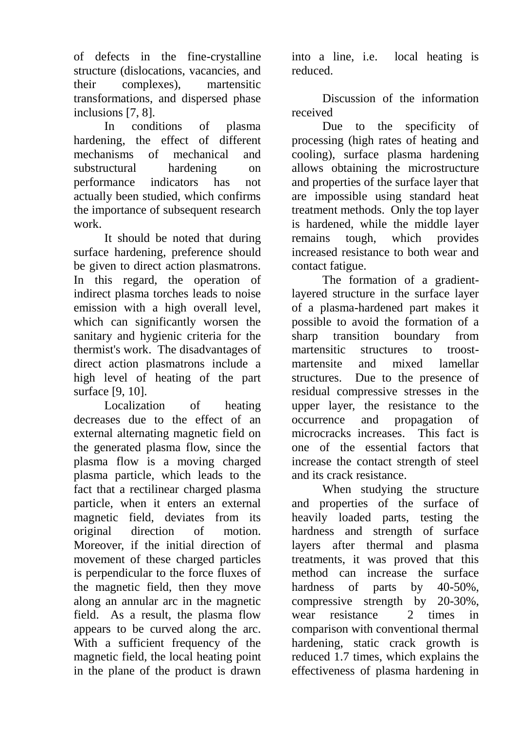of defects in the fine-crystalline structure (dislocations, vacancies, and their complexes), martensitic transformations, and dispersed phase inclusions [7, 8].

In conditions of plasma hardening, the effect of different mechanisms of mechanical and substructural hardening on performance indicators has not actually been studied, which confirms the importance of subsequent research work.

It should be noted that during surface hardening, preference should be given to direct action plasmatrons. In this regard, the operation of indirect plasma torches leads to noise emission with a high overall level, which can significantly worsen the sanitary and hygienic criteria for the thermist's work. The disadvantages of direct action plasmatrons include a high level of heating of the part surface [9, 10].

Localization of heating decreases due to the effect of an external alternating magnetic field on the generated plasma flow, since the plasma flow is a moving charged plasma particle, which leads to the fact that a rectilinear charged plasma particle, when it enters an external magnetic field, deviates from its original direction of motion. Moreover, if the initial direction of movement of these charged particles is perpendicular to the force fluxes of the magnetic field, then they move along an annular arc in the magnetic field. As a result, the plasma flow appears to be curved along the arc. With a sufficient frequency of the magnetic field, the local heating point in the plane of the product is drawn into a line, i.e. local heating is reduced.

## Discussion of the information received

Due to the specificity of processing (high rates of heating and cooling), surface plasma hardening allows obtaining the microstructure and properties of the surface layer that are impossible using standard heat treatment methods. Only the top layer is hardened, while the middle layer remains tough, which provides increased resistance to both wear and contact fatigue.

The formation of a gradient-layered structure in the surface layer of a plasma-hardened part makes it possible to avoid the formation of a sharp transition boundary from martensitic structures to troost-martensite and mixed lamellar structures. Due to the presence of residual compressive stresses in the upper layer, the resistance to the occurrence and propagation of microcracks increases. This fact is one of the essential factors that increase the contact strength of steel and its crack resistance.

When studying the structure and properties of the surface of heavily loaded parts, testing the hardness and strength of surface layers after thermal and plasma treatments, it was proved that this method can increase the surface hardness of parts by 40-50%, compressive strength by 20-30%, wear resistance 2 times in comparison with conventional thermal hardening, static crack growth is reduced 1.7 times, which explains the effectiveness of plasma hardening in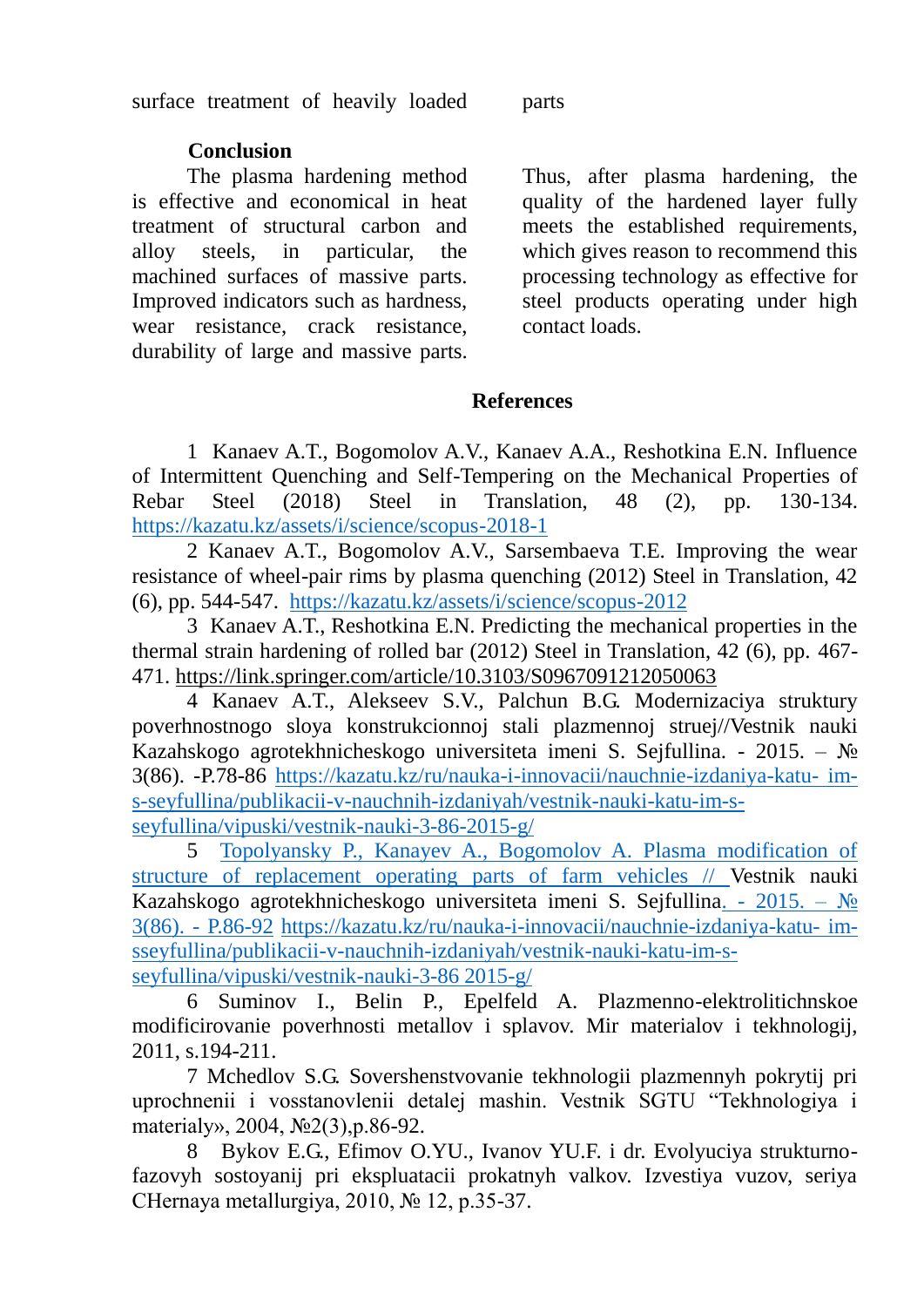surface treatment of heavily loaded parts

## Conclusion

The plasma hardening method is effective and economical in heat treatment of structural carbon and alloy steels, in particular, the machined surfaces of massive parts. Improved indicators such as hardness, wear resistance, crack resistance, durability of large and massive parts. Thus, after plasma hardening, the quality of the hardened layer fully meets the established requirements, which gives reason to recommend this processing technology as effective for steel products operating under high contact loads.

## References

1 Kanaev A.T., Bogomolov A.V., Kanaev A.A., Reshotkina E.N. Influence of Intermittent Quenching and Self-Tempering on the Mechanical Properties of Rebar Steel (2018) Steel in Translation, 48 (2), pp. 130-134. https://kazatu.kz/assets/i/science/scopus-2018-1

2 Kanaev A.T., Bogomolov A.V., Sarsembaeva T.E. Improving the wear resistance of wheel-pair rims by plasma quenching (2012) Steel in Translation, 42 (6), pp. 544-547. https://kazatu.kz/assets/i/science/scopus-2012

3 Kanaev A.T., Reshotkina E.N. Predicting the mechanical properties in the thermal strain hardening of rolled bar (2012) Steel in Translation, 42 (6), pp. 467-471. https://link.springer.com/article/10.3103/S0967091212050063

4 Kanaev A.T., Alekseev S.V., Palchun B.G. Modernizaciya struktury poverhnostnogo sloya konstrukcionnoj stali plazmennoj struej//Vestnik nauki Kazahskogo agrotekhnicheskogo universiteta imeni S. Sejfullina. - 2015. – № 3(86). -P.78-86 https://kazatu.kz/ru/nauka-i-innovacii/nauchnie-izdaniya-katu- im-s-seyfullina/publikacii-v-nauchnih-izdaniyah/vestnik-nauki-katu-im-s-seyfullina/vipuski/vestnik-nauki-3-86-2015-g/

5 Topolyansky P., Kanayev A., Bogomolov A. Plasma modification of structure of replacement operating parts of farm vehicles // Vestnik nauki Kazahskogo agrotekhnicheskogo universiteta imeni S. Sejfullina. - 2015. – № 3(86). - P.86-92 https://kazatu.kz/ru/nauka-i-innovacii/nauchnie-izdaniya-katu- imsseyfullina/publikacii-v-nauchnih-izdaniyah/vestnik-nauki-katu-im-s-seyfullina/vipuski/vestnik-nauki-3-86 2015-g/

6 Suminov I., Belin P., Epelfeld A. Plazmenno-elektrolitichnskoe modificirovanie poverhnosti metallov i splavov. Mir materialov i tekhnologij, 2011, s.194-211.

7 Mchedlov S.G. Sovershenstvovanie tekhnologii plazmennyh pokrytij pri uprochnenii i vosstanovlenii detalej mashin. Vestnik SGTU "Tekhnologiya i materialy», 2004, №2(3),p.86-92.

8 Bykov E.G., Efimov O.YU., Ivanov YU.F. i dr. Evolyuciya strukturno-fazovyh sostoyanij pri ekspluatacii prokatnyh valkov. Izvestiya vuzov, seriya CHernaya metallurgiya, 2010, № 12, p.35-37.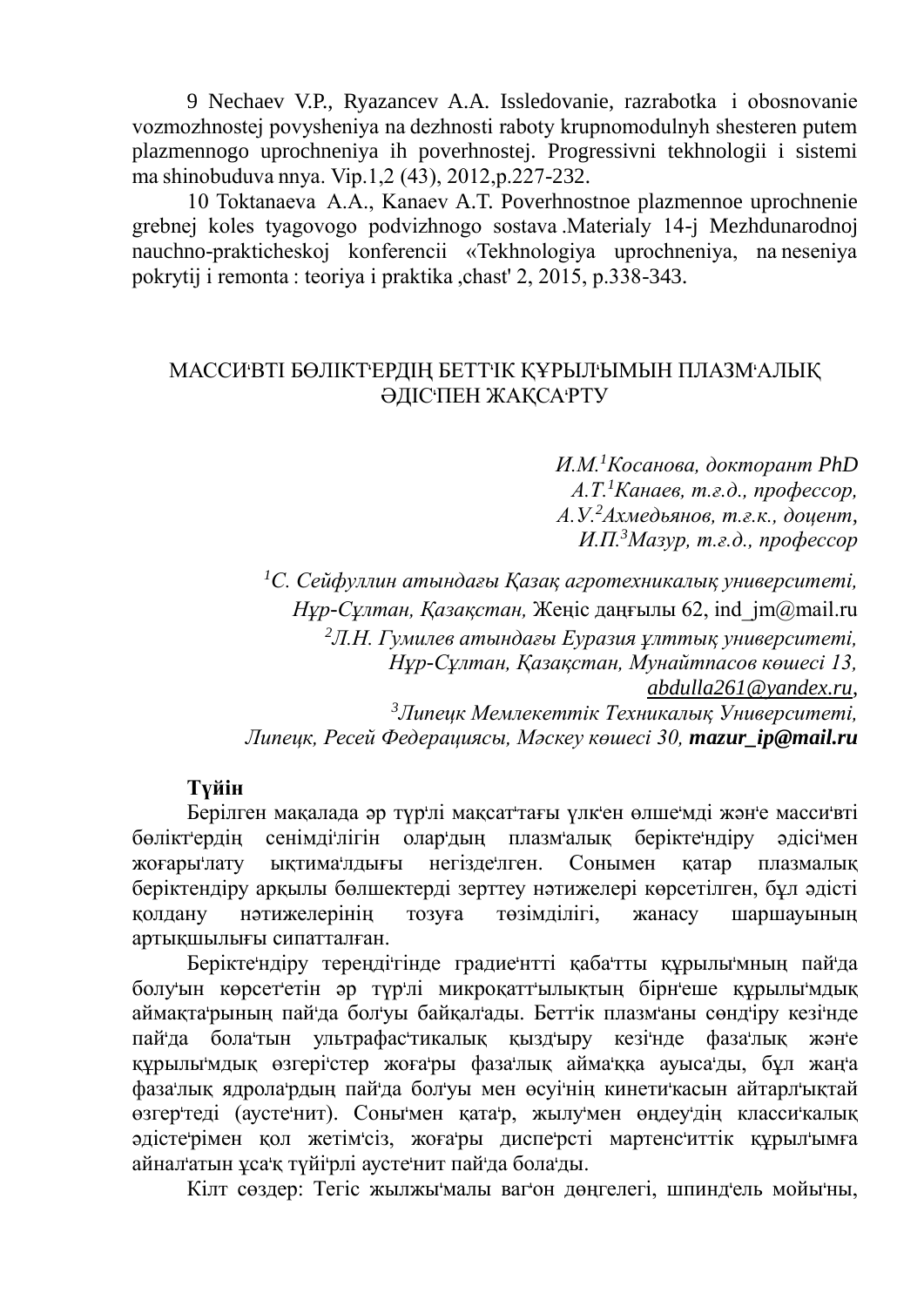9 Nechaev V.P., Ryazancev A.A. Issledovanie, razrabotka i obosnovanie vozmozhnostej povysheniya na dezhnosti raboty krupnomodulnyh shesteren putem plazmennogo uprochneniya ih poverhnostej. Progressivni tekhnologii i sistemi ma shinobuduva nnya. Vip.1,2 (43), 2012,p.227-232.

10 Toktanaeva A.A., Kanaev A.T. Poverhnostnoe plazmennoe uprochnenie grebnej koles tyagovogo podvizhnogo sostava .Materialy 14-j Mezhdunarodnoj nauchno-prakticheskoj konferencii «Tekhnologiya uprochneniya, na neseniya pokrytij i remonta : teoriya i praktika ,chast' 2, 2015, p.338-343.

## МАССИ'ВТІ БӨЛІКТ'ЕРДІҢ БЕТТ'ІК ҚҰРЫЛ'ЫМЫН ПЛАЗМ'АЛЫҚ ӘДІС'ПЕН ЖАҚСА'РТУ

*И.М.[1]Косанова, докторант PhD*
*А.Т.[1]Канаев, т.ғ.д., профессор,*
*А.У.[2]Ахмедьянов, т.ғ.к., доцент,*
*И.П.[3]Мазур, т.ғ.д., профессор*

*[1]С. Сейфуллин атындағы Қазақ агротехникалық университеті, Нұр-Сұлтан, Қазақстан,* Жеңіс даңғылы 62, ind_jm@mail.ru
*[2]Л.Н. Гумилев атындағы Еуразия ұлттық университеті, Нұр-Сұлтан, Қазақстан, Мұнайтпасов көшесі 13, abdulla261@yandex.ru,*
*[3]Липецк Мемлекеттік Техникалық Университеті, Липецк, Ресей Федерациясы, Мәскеу көшесі 30,* ***mazur_ip@mail.ru***

**Түйін**

Берілген мақалада әр түр'лі мақсат'тағы үлк'ен өлше'мді жән'е масси'вті бөлікт'ердің сенімді'лігін олар'дың плазм'алық берікте'ндіру әдісі'мен жоғары'лату ықтима'лдығы негізде'лген. Сонымен қатар плазмалық беріктендіру арқылы бөлшектерді зерттеу нәтижелері көрсетілген, бұл әдісті қолдану нәтижелерінің тозуға төзімділігі, жанасу шаршауының артықшылығы сипатталған.

Берікте'ндіру тереңді'гінде градие'нтті қаба'тты құрылы'мның пай'да болу'ын көрсет'етін әр түр'лі микроқатт'ылықтың бірн'еше құрылы'мдық аймақта'рының пай'да бол'уы байқал'ады. Бетт'ік плазм'аны сөнд'іру кезі'нде пай'да бола'тын ультрафас'тикалық қызд'ыру кезі'нде фаза'лық жән'е құрылы'мдық өзгері'стер жоға'ры фаза'лық айма'ққа ауыса'ды, бұл жаң'а фаза'лық ядрола'рдың пай'да бол'уы мен өсуі'нің кинети'касын айтарл'ықтай өзгер'теді (аусте'нит). Соны'мен қата'р, жылу'мен өңдеу'дің класси'калық әдісте'рімен қол жетім'сіз, жоға'ры диспе'рсті мартенс'иттік құрыл'ымға айнал'атын ұса'қ түйі'рлі аусте'нит пай'да бола'ды.

Кілт сөздер: Тегіс жылжы'малы ваг'он дөңгелегі, шпинд'ель мойы'ны,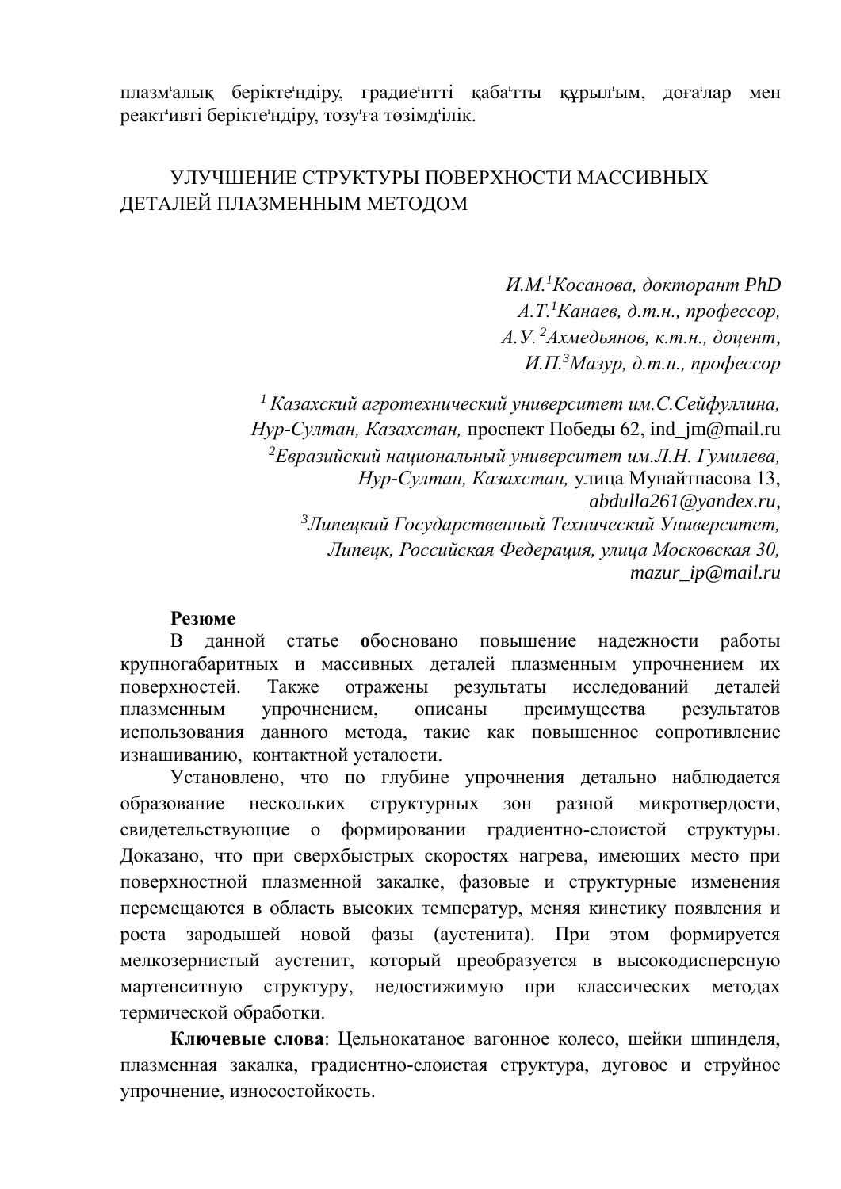плазм'алық берікте'ндіру, градие'нтті қаба'тты құрыл'ым, доға'лар мен реакт'ивті берікте'ндіру, тозу'ға төзімд'ілік.

## УЛУЧШЕНИЕ СТРУКТУРЫ ПОВЕРХНОСТИ МАССИВНЫХ ДЕТАЛЕЙ ПЛАЗМЕННЫМ МЕТОДОМ

*И.М.[1]Косанова, докторант PhD*
*А.Т.[1]Канаев, д.т.н., профессор,*
*А.У.[2]Ахмедьянов, к.т.н., доцент,*
*И.П.[3]Мазур, д.т.н., профессор*

[1] *Казахский агротехнический университет им.С.Сейфуллина, Нур-Султан, Казахстан,* проспект Победы 62, ind_jm@mail.ru
[2]*Евразийский национальный университет им.Л.Н. Гумилева, Нур-Султан, Казахстан,* улица Мунайтпасова 13, *abdulla261@yandex.ru*,
[3]*Липецкий Государственный Технический Университет, Липецк, Российская Федерация, улица Московская 30,* *mazur_ip@mail.ru*

**Резюме**

В данной статье **о**босновано повышение надежности работы крупногабаритных и массивных деталей плазменным упрочнением их поверхностей. Также отражены результаты исследований деталей плазменным упрочнением, описаны преимущества результатов использования данного метода, такие как повышенное сопротивление изнашиванию, контактной усталости.

Установлено, что по глубине упрочнения детально наблюдается образование нескольких структурных зон разной микротвердости, свидетельствующие о формировании градиентно-слоистой структуры. Доказано, что при сверхбыстрых скоростях нагрева, имеющих место при поверхностной плазменной закалке, фазовые и структурные изменения перемещаются в область высоких температур, меняя кинетику появления и роста зародышей новой фазы (аустенита). При этом формируется мелкозернистый аустенит, который преобразуется в высокодисперсную мартенситную структуру, недостижимую при классических методах термической обработки.

**Ключевые слова**: Цельнокатаное вагонное колесо, шейки шпинделя, плазменная закалка, градиентно-слоистая структура, дуговое и струйное упрочнение, износостойкость.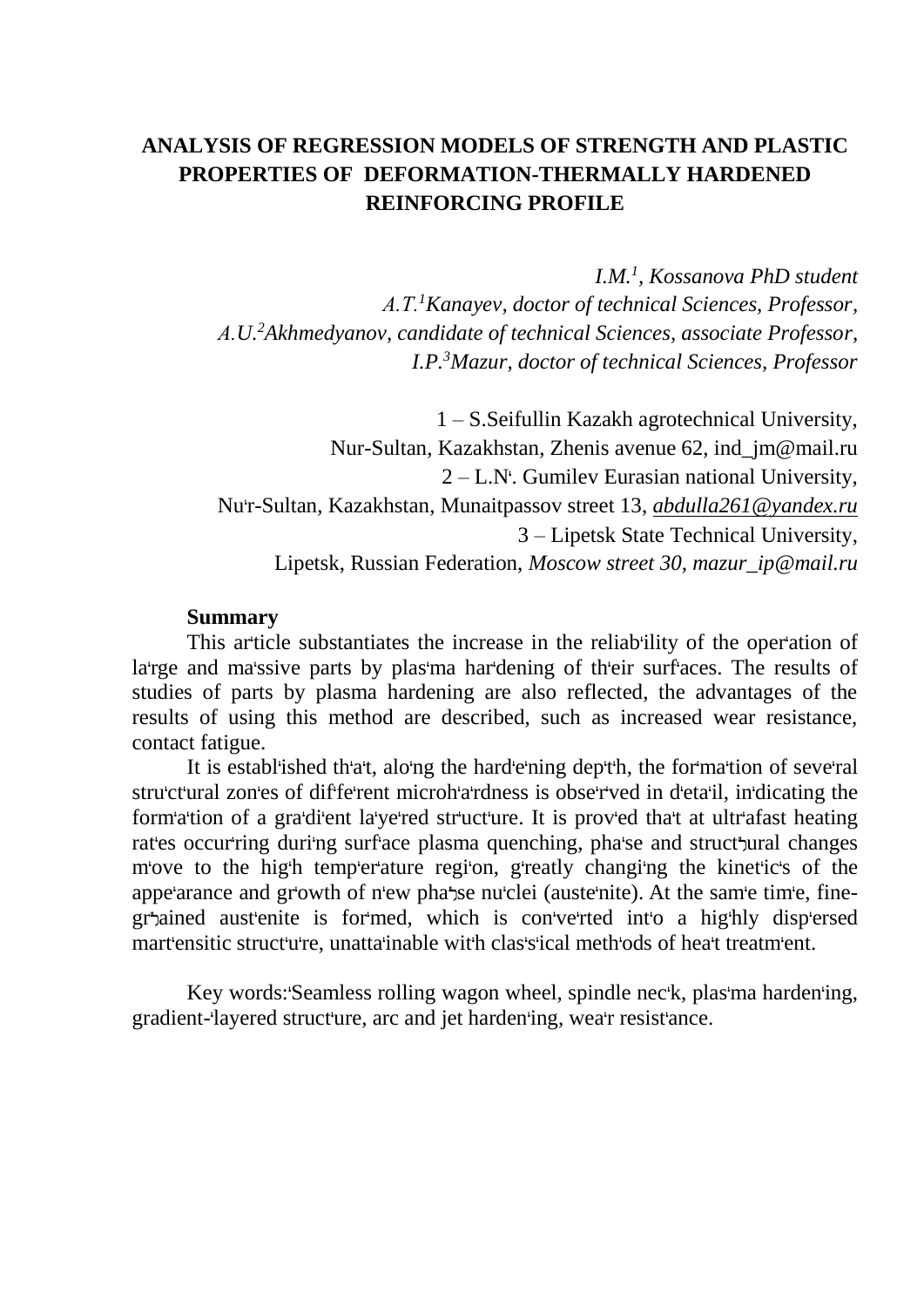# ANALYSIS OF REGRESSION MODELS OF STRENGTH AND PLASTIC PROPERTIES OF DEFORMATION-THERMALLY HARDENED REINFORCING PROFILE

*I.M.[1], Kossanova PhD student*
*A.T.[1]Kanayev, doctor of technical Sciences, Professor,*
*A.U.[2]Akhmedyanov, candidate of technical Sciences, associate Professor,*
*I.P.[3]Mazur, doctor of technical Sciences, Professor*

1 – S.Seifullin Kazakh agrotechnical University,
Nur-Sultan, Kazakhstan, Zhenis avenue 62, ind_jm@mail.ru
2 – L.N. Gumilev Eurasian national University,
Nur-Sultan, Kazakhstan, Munaitpassov street 13, *abdulla261@yandex.ru*
3 – Lipetsk State Technical University,
Lipetsk, Russian Federation, *Moscow street 30, mazur_ip@mail.ru*

**Summary**

This article substantiates the increase in the reliability of the operation of large and massive parts by plasma hardening of their surfaces. The results of studies of parts by plasma hardening are also reflected, the advantages of the results of using this method are described, such as increased wear resistance, contact fatigue.

It is established that, along the hardening depth, the formation of several structural zones of different microhardness is observed in detail, indicating the formation of a gradient layered structure. It is proved that at ultrafast heating rates occurring during surface plasma quenching, phase and structural changes move to the high temperature region, greatly changing the kinetics of the appearance and growth of new phase nuclei (austenite). At the same time, fine-grained austenite is formed, which is converted into a highly dispersed martensitic structure, unattainable with classical methods of heat treatment.

Key words: Seamless rolling wagon wheel, spindle neck, plasma hardening, gradient-layered structure, arc and jet hardening, wear resistance.